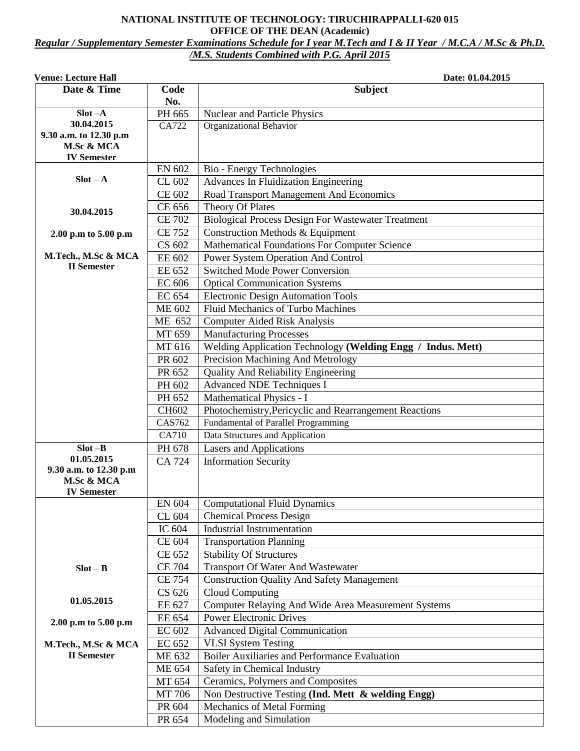**NATIONAL INSTITUTE OF TECHNOLOGY: TIRUCHIRAPPALLI-620 015**

**OFFICE OF THE DEAN (Academic)**

***Regular / Supplementary Semester Examinations Schedule for I year M.Tech and I & II Year / M.C.A / M.Sc & Ph.D. /M.S. Students Combined with P.G. April 2015***

**Venue: Lecture Hall** **Date: 01.04.2015**

| Date & Time | Code No. | Subject |
|---|---|---|
| **Slot –A 30.04.2015 9.30 a.m. to 12.30 p.m M.Sc & MCA IV Semester** | PH 665 | Nuclear and Particle Physics |
| | CA722 | Organizational Behavior |
| **Slot – A 30.04.2015 2.00 p.m to 5.00 p.m M.Tech., M.Sc & MCA II Semester** | EN 602 | Bio - Energy Technologies |
| | CL 602 | Advances In Fluidization Engineering |
| | CE 602 | Road Transport Management And Economics |
| | CE 656 | Theory Of Plates |
| | CE 702 | Biological Process Design For Wastewater Treatment |
| | CE 752 | Construction Methods & Equipment |
| | CS 602 | Mathematical Foundations For Computer Science |
| | EE 602 | Power System Operation And Control |
| | EE 652 | Switched Mode Power Conversion |
| | EC 606 | Optical Communication Systems |
| | EC 654 | Electronic Design Automation Tools |
| | ME 602 | Fluid Mechanics of Turbo Machines |
| | ME 652 | Computer Aided Risk Analysis |
| | MT 659 | Manufacturing Processes |
| | MT 616 | Welding Application Technology **(Welding Engg / Indus. Mett)** |
| | PR 602 | Precision Machining And Metrology |
| | PR 652 | Quality And Reliability Engineering |
| | PH 602 | Advanced NDE Techniques I |
| | PH 652 | Mathematical Physics - I |
| | CH602 | Photochemistry,Pericyclic and Rearrangement Reactions |
| | CAS762 | Fundamental of Parallel Programming |
| | CA710 | Data Structures and Application |
| **Slot –B 01.05.2015 9.30 a.m. to 12.30 p.m M.Sc & MCA IV Semester** | PH 678 | Lasers and Applications |
| | CA 724 | Information Security |
| **Slot – B 01.05.2015 2.00 p.m to 5.00 p.m M.Tech., M.Sc & MCA II Semester** | EN 604 | Computational Fluid Dynamics |
| | CL 604 | Chemical Process Design |
| | IC 604 | Industrial Instrumentation |
| | CE 604 | Transportation Planning |
| | CE 652 | Stability Of Structures |
| | CE 704 | Transport Of Water And Wastewater |
| | CE 754 | Construction Quality And Safety Management |
| | CS 626 | Cloud Computing |
| | EE 627 | Computer Relaying And Wide Area Measurement Systems |
| | EE 654 | Power Electronic Drives |
| | EC 602 | Advanced Digital Communication |
| | EC 652 | VLSI System Testing |
| | ME 632 | Boiler Auxiliaries and Performance Evaluation |
| | ME 654 | Safety in Chemical Industry |
| | MT 654 | Ceramics, Polymers and Composites |
| | MT 706 | Non Destructive Testing **(Ind. Mett & welding Engg)** |
| | PR 604 | Mechanics of Metal Forming |
| | PR 654 | Modeling and Simulation |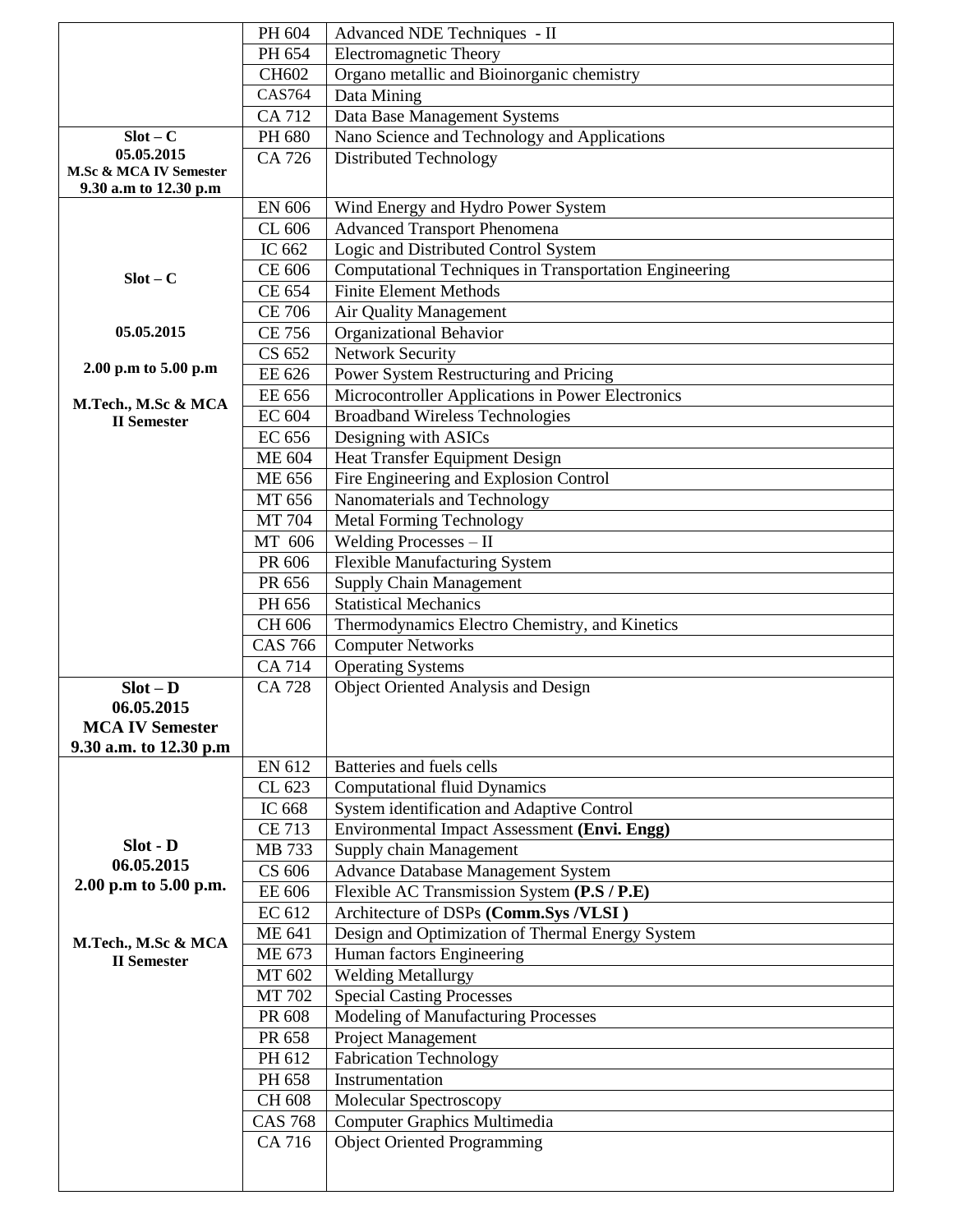| | | |
|---|---|---|
| | PH 604 | Advanced NDE Techniques - II |
| | PH 654 | Electromagnetic Theory |
| | CH602 | Organo metallic and Bioinorganic chemistry |
| | CAS764 | Data Mining |
| | CA 712 | Data Base Management Systems |
| **Slot – C 05.05.2015 M.Sc & MCA IV Semester 9.30 a.m to 12.30 p.m** | PH 680 | Nano Science and Technology and Applications |
| | CA 726 | Distributed Technology |
| **Slot – C 05.05.2015 2.00 p.m to 5.00 p.m M.Tech., M.Sc & MCA II Semester** | EN 606 | Wind Energy and Hydro Power System |
| | CL 606 | Advanced Transport Phenomena |
| | IC 662 | Logic and Distributed Control System |
| | CE 606 | Computational Techniques in Transportation Engineering |
| | CE 654 | Finite Element Methods |
| | CE 706 | Air Quality Management |
| | CE 756 | Organizational Behavior |
| | CS 652 | Network Security |
| | EE 626 | Power System Restructuring and Pricing |
| | EE 656 | Microcontroller Applications in Power Electronics |
| | EC 604 | Broadband Wireless Technologies |
| | EC 656 | Designing with ASICs |
| | ME 604 | Heat Transfer Equipment Design |
| | ME 656 | Fire Engineering and Explosion Control |
| | MT 656 | Nanomaterials and Technology |
| | MT 704 | Metal Forming Technology |
| | MT 606 | Welding Processes – II |
| | PR 606 | Flexible Manufacturing System |
| | PR 656 | Supply Chain Management |
| | PH 656 | Statistical Mechanics |
| | CH 606 | Thermodynamics Electro Chemistry, and Kinetics |
| | CAS 766 | Computer Networks |
| | CA 714 | Operating Systems |
| **Slot – D 06.05.2015 MCA IV Semester 9.30 a.m. to 12.30 p.m** | CA 728 | Object Oriented Analysis and Design |
| **Slot - D 06.05.2015 2.00 p.m to 5.00 p.m. M.Tech., M.Sc & MCA II Semester** | EN 612 | Batteries and fuels cells |
| | CL 623 | Computational fluid Dynamics |
| | IC 668 | System identification and Adaptive Control |
| | CE 713 | Environmental Impact Assessment **(Envi. Engg)** |
| | MB 733 | Supply chain Management |
| | CS 606 | Advance Database Management System |
| | EE 606 | Flexible AC Transmission System **(P.S / P.E)** |
| | EC 612 | Architecture of DSPs **(Comm.Sys /VLSI )** |
| | ME 641 | Design and Optimization of Thermal Energy System |
| | ME 673 | Human factors Engineering |
| | MT 602 | Welding Metallurgy |
| | MT 702 | Special Casting Processes |
| | PR 608 | Modeling of Manufacturing Processes |
| | PR 658 | Project Management |
| | PH 612 | Fabrication Technology |
| | PH 658 | Instrumentation |
| | CH 608 | Molecular Spectroscopy |
| | CAS 768 | Computer Graphics Multimedia |
| | CA 716 | Object Oriented Programming |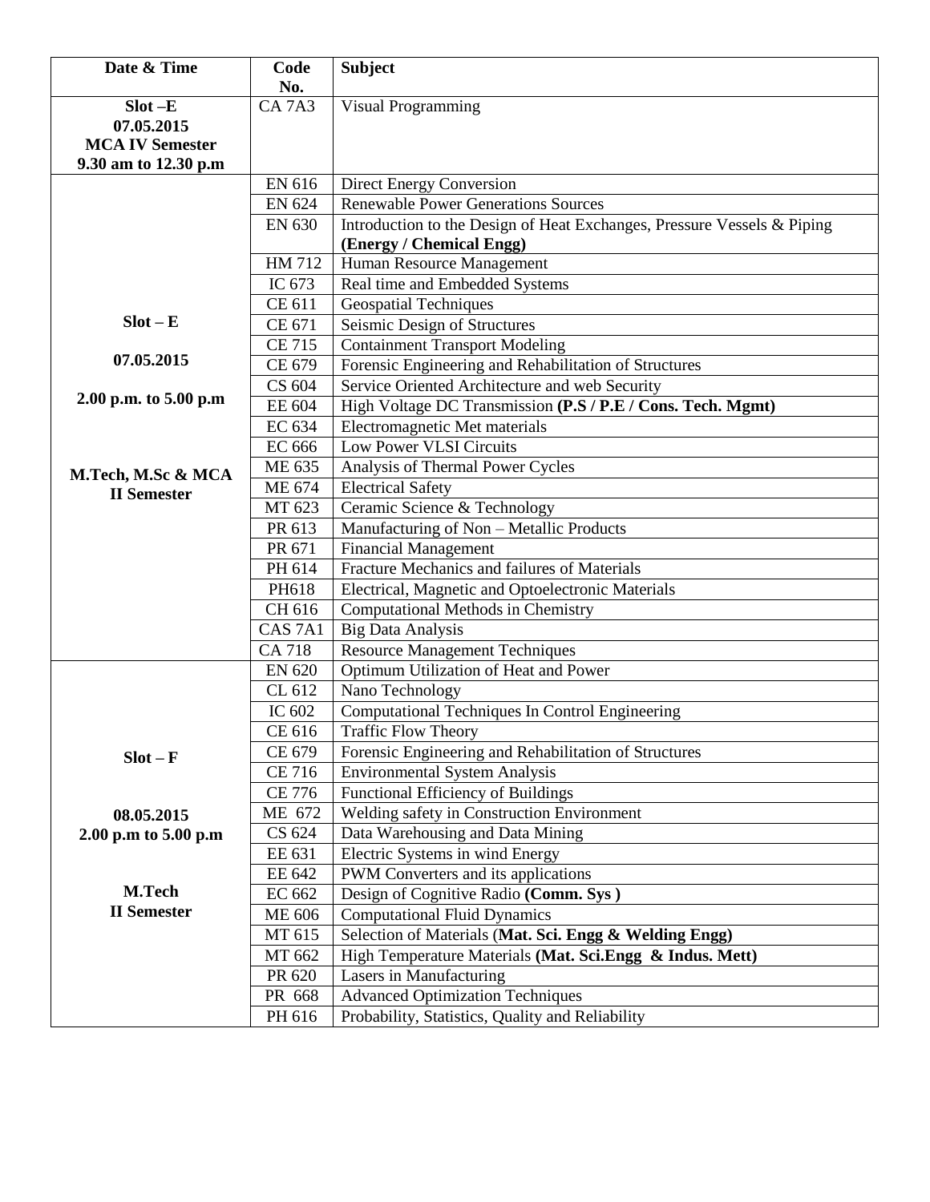| Date & Time | Code No. | Subject |
|---|---|---|
| **Slot –E**<br>**07.05.2015**<br>**MCA IV Semester**<br>**9.30 am to 12.30 p.m** | CA 7A3 | Visual Programming |
| **Slot – E**<br>**07.05.2015**<br>**2.00 p.m. to 5.00 p.m**<br>**M.Tech, M.Sc & MCA**<br>**II Semester** | EN 616 | Direct Energy Conversion |
| | EN 624 | Renewable Power Generations Sources |
| | EN 630 | Introduction to the Design of Heat Exchanges, Pressure Vessels & Piping **(Energy / Chemical Engg)** |
| | HM 712 | Human Resource Management |
| | IC 673 | Real time and Embedded Systems |
| | CE 611 | Geospatial Techniques |
| | CE 671 | Seismic Design of Structures |
| | CE 715 | Containment Transport Modeling |
| | CE 679 | Forensic Engineering and Rehabilitation of Structures |
| | CS 604 | Service Oriented Architecture and web Security |
| | EE 604 | High Voltage DC Transmission **(P.S / P.E / Cons. Tech. Mgmt)** |
| | EC 634 | Electromagnetic Met materials |
| | EC 666 | Low Power VLSI Circuits |
| | ME 635 | Analysis of Thermal Power Cycles |
| | ME 674 | Electrical Safety |
| | MT 623 | Ceramic Science & Technology |
| | PR 613 | Manufacturing of Non – Metallic Products |
| | PR 671 | Financial Management |
| | PH 614 | Fracture Mechanics and failures of Materials |
| | PH618 | Electrical, Magnetic and Optoelectronic Materials |
| | CH 616 | Computational Methods in Chemistry |
| | CAS 7A1 | Big Data Analysis |
| | CA 718 | Resource Management Techniques |
| **Slot – F**<br>**08.05.2015**<br>**2.00 p.m to 5.00 p.m**<br>**M.Tech**<br>**II Semester** | EN 620 | Optimum Utilization of Heat and Power |
| | CL 612 | Nano Technology |
| | IC 602 | Computational Techniques In Control Engineering |
| | CE 616 | Traffic Flow Theory |
| | CE 679 | Forensic Engineering and Rehabilitation of Structures |
| | CE 716 | Environmental System Analysis |
| | CE 776 | Functional Efficiency of Buildings |
| | ME 672 | Welding safety in Construction Environment |
| | CS 624 | Data Warehousing and Data Mining |
| | EE 631 | Electric Systems in wind Energy |
| | EE 642 | PWM Converters and its applications |
| | EC 662 | Design of Cognitive Radio **(Comm. Sys )** |
| | ME 606 | Computational Fluid Dynamics |
| | MT 615 | Selection of Materials (**Mat. Sci. Engg & Welding Engg)** |
| | MT 662 | High Temperature Materials **(Mat. Sci.Engg & Indus. Mett)** |
| | PR 620 | Lasers in Manufacturing |
| | PR 668 | Advanced Optimization Techniques |
| | PH 616 | Probability, Statistics, Quality and Reliability |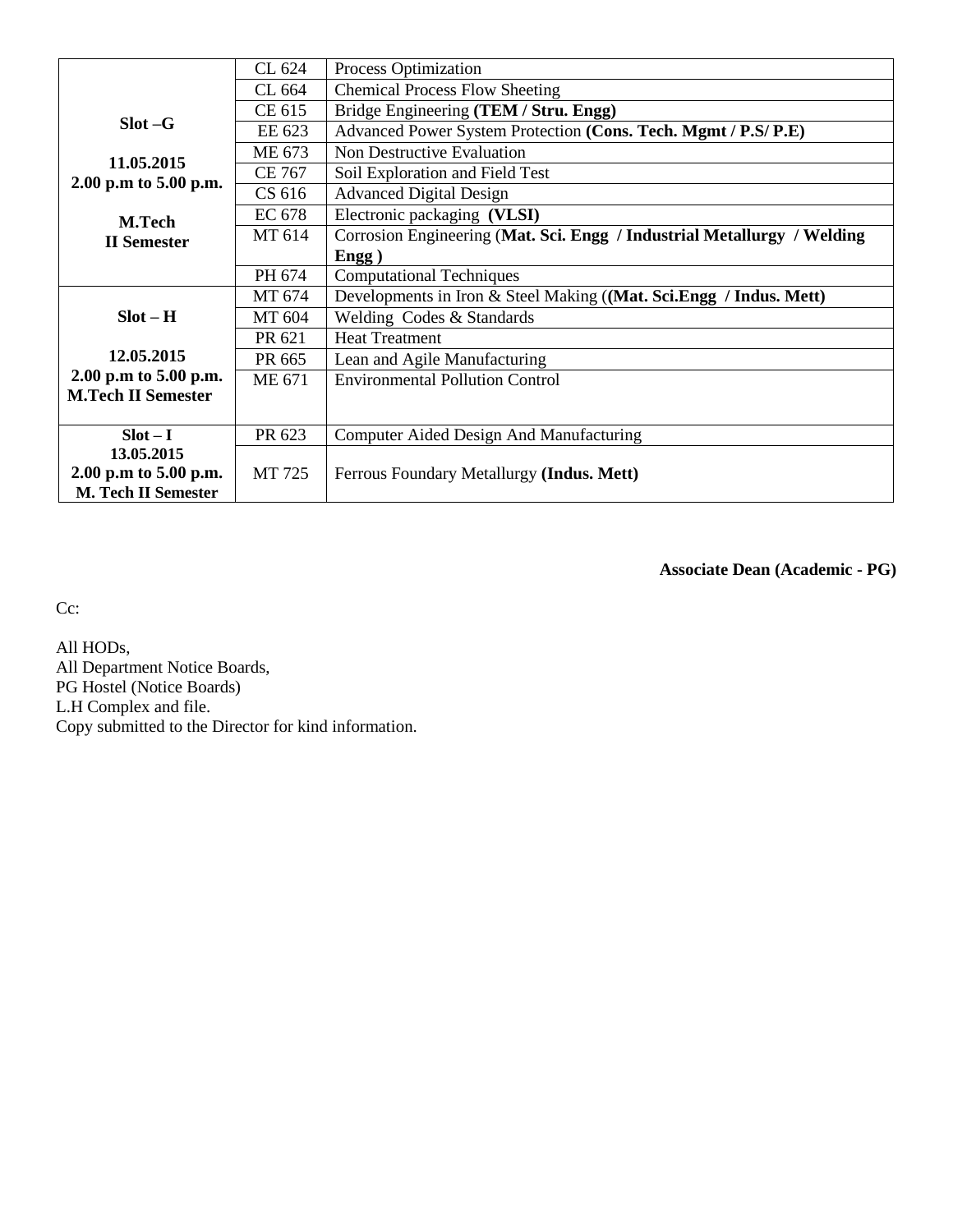| | | |
|---|---|---|
| **Slot –G** **11.05.2015** **2.00 p.m to 5.00 p.m.** **M.Tech** **II Semester** | CL 624 | Process Optimization |
| | CL 664 | Chemical Process Flow Sheeting |
| | CE 615 | Bridge Engineering **(TEM / Stru. Engg)** |
| | EE 623 | Advanced Power System Protection **(Cons. Tech. Mgmt / P.S/ P.E)** |
| | ME 673 | Non Destructive Evaluation |
| | CE 767 | Soil Exploration and Field Test |
| | CS 616 | Advanced Digital Design |
| | EC 678 | Electronic packaging **(VLSI)** |
| | MT 614 | Corrosion Engineering (**Mat. Sci. Engg / Industrial Metallurgy / Welding Engg )** |
| | PH 674 | Computational Techniques |
| **Slot – H** **12.05.2015** **2.00 p.m to 5.00 p.m.** **M.Tech II Semester** | MT 674 | Developments in Iron & Steel Making (**(Mat. Sci.Engg / Indus. Mett)** |
| | MT 604 | Welding Codes & Standards |
| | PR 621 | Heat Treatment |
| | PR 665 | Lean and Agile Manufacturing |
| | ME 671 | Environmental Pollution Control |
| **Slot – I** **13.05.2015** **2.00 p.m to 5.00 p.m.** **M. Tech II Semester** | PR 623 | Computer Aided Design And Manufacturing |
| | MT 725 | Ferrous Foundary Metallurgy **(Indus. Mett)** |

**Associate Dean (Academic - PG)**

Cc:

All HODs,
All Department Notice Boards,
PG Hostel (Notice Boards)
L.H Complex and file.
Copy submitted to the Director for kind information.